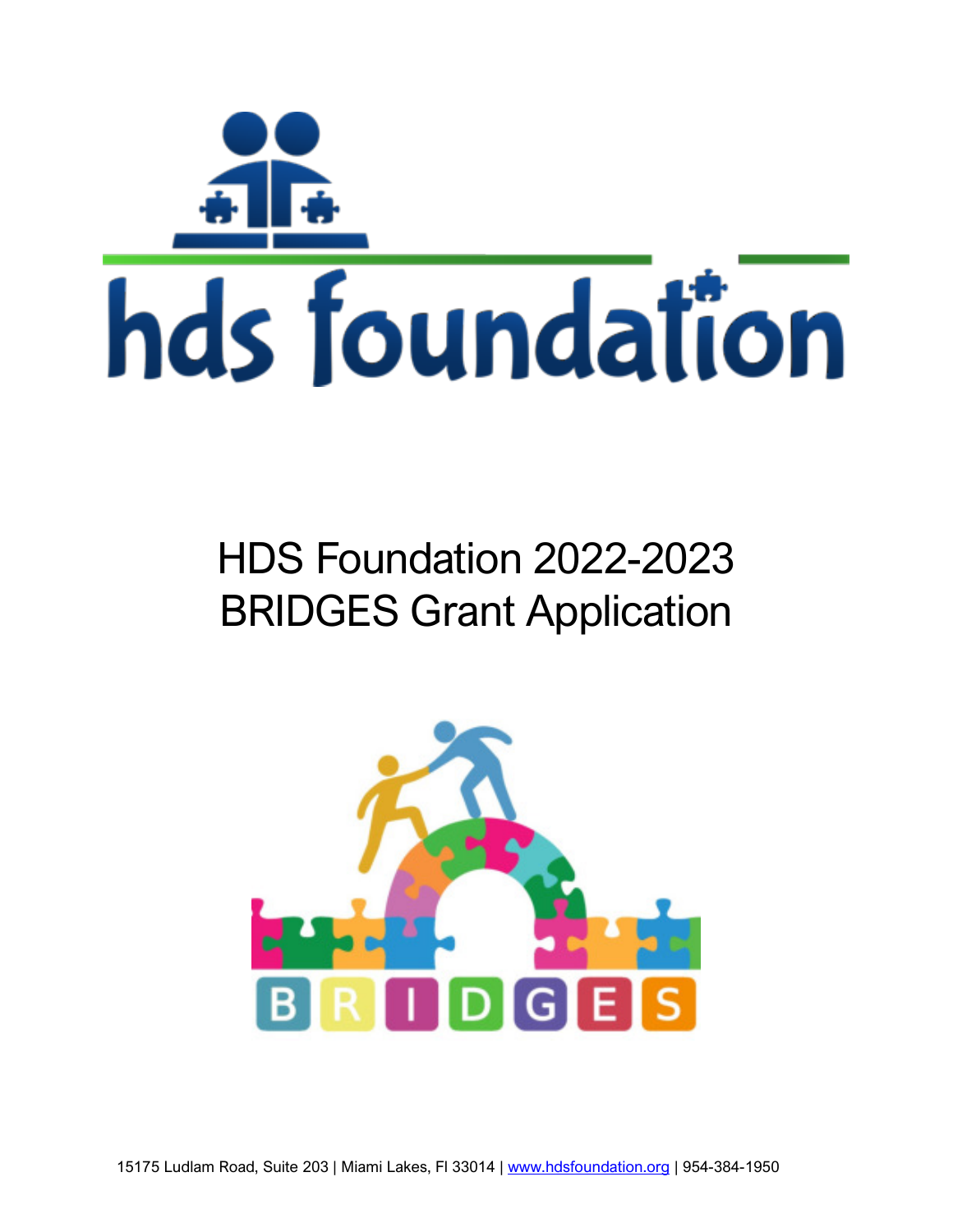hds foundation

# HDS Foundation 2022-2023 BRIDGES Grant Application

BRIDGES

15175 Ludlam Road, Suite 203 | Miami Lakes, Fl 33014 | [www.hdsfoundation.org](http://www.hdsfoundation.org) | 954-384-1950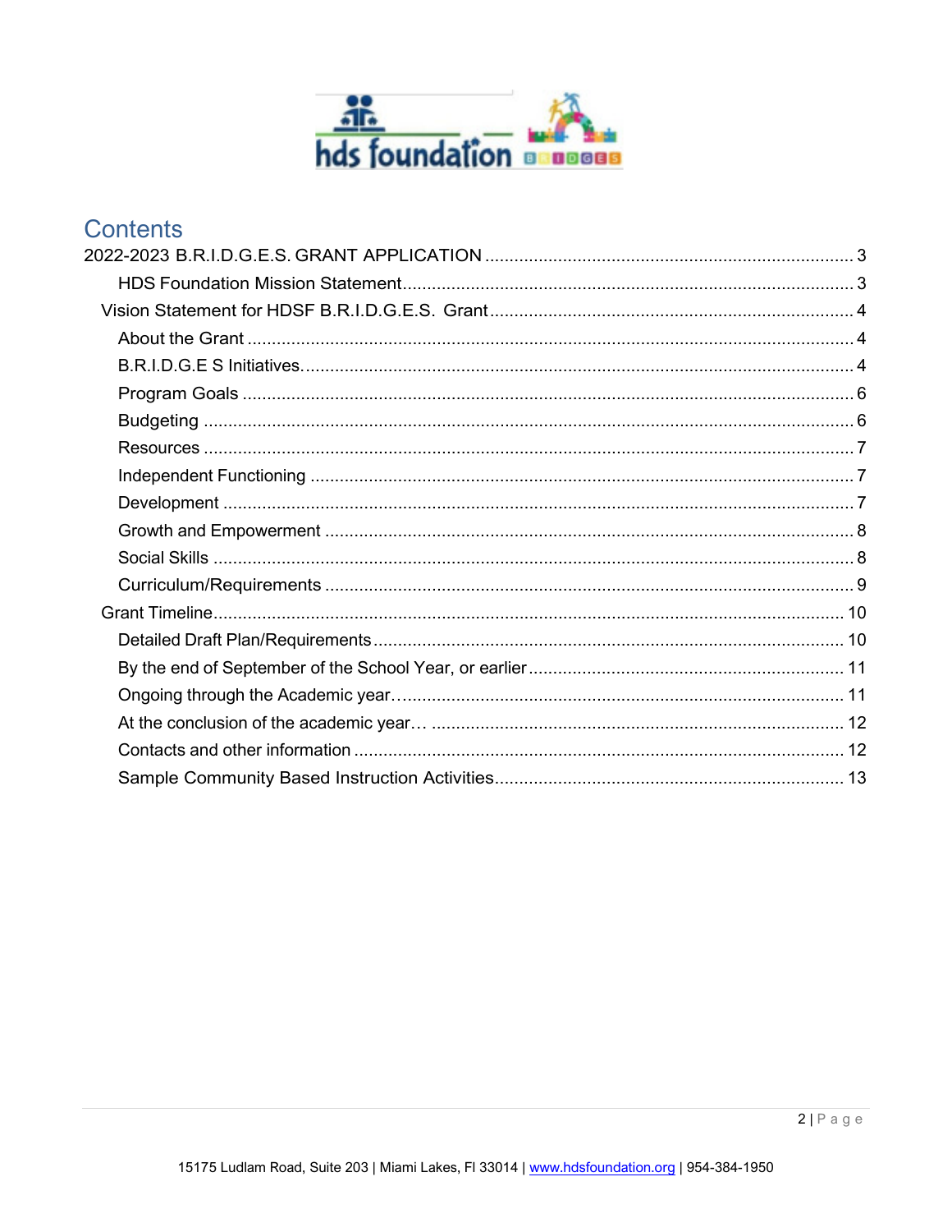# Contents

- 2022-2023 B.R.I.D.G.E.S. GRANT APPLICATION ........ 3
    - HDS Foundation Mission Statement ........ 3
  - Vision Statement for HDSF B.R.I.D.G.E.S. Grant ........ 4
    - About the Grant ........ 4
    - B.R.I.D.G.E S Initiatives. ........ 4
    - Program Goals ........ 6
    - Budgeting ........ 6
    - Resources ........ 7
    - Independent Functioning ........ 7
    - Development ........ 7
    - Growth and Empowerment ........ 8
    - Social Skills ........ 8
    - Curriculum/Requirements ........ 9
  - Grant Timeline ........ 10
    - Detailed Draft Plan/Requirements ........ 10
    - By the end of September of the School Year, or earlier ........ 11
    - Ongoing through the Academic year… ........ 11
    - At the conclusion of the academic year… ........ 12
    - Contacts and other information ........ 12
    - Sample Community Based Instruction Activities ........ 13

15175 Ludlam Road, Suite 203 | Miami Lakes, Fl 33014 | www.hdsfoundation.org | 954-384-1950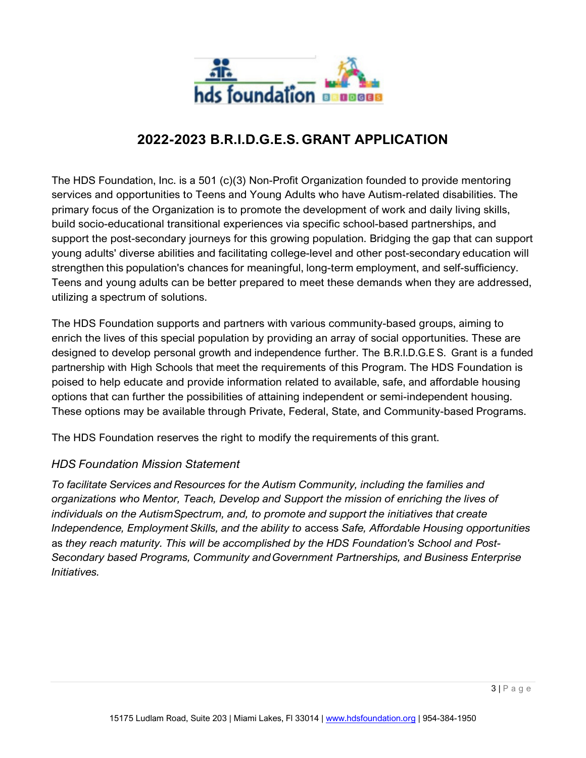# 2022-2023 B.R.I.D.G.E.S. GRANT APPLICATION

The HDS Foundation, Inc. is a 501 (c)(3) Non-Profit Organization founded to provide mentoring services and opportunities to Teens and Young Adults who have Autism-related disabilities. The primary focus of the Organization is to promote the development of work and daily living skills, build socio-educational transitional experiences via specific school-based partnerships, and support the post-secondary journeys for this growing population. Bridging the gap that can support young adults' diverse abilities and facilitating college-level and other post-secondary education will strengthen this population's chances for meaningful, long-term employment, and self-sufficiency. Teens and young adults can be better prepared to meet these demands when they are addressed, utilizing a spectrum of solutions.

The HDS Foundation supports and partners with various community-based groups, aiming to enrich the lives of this special population by providing an array of social opportunities. These are designed to develop personal growth and independence further. The B.R.I.D.G.E S. Grant is a funded partnership with High Schools that meet the requirements of this Program. The HDS Foundation is poised to help educate and provide information related to available, safe, and affordable housing options that can further the possibilities of attaining independent or semi-independent housing. These options may be available through Private, Federal, State, and Community-based Programs.

The HDS Foundation reserves the right to modify the requirements of this grant.

### *HDS Foundation Mission Statement*

*To facilitate Services and Resources for the Autism Community, including the families and organizations who Mentor, Teach, Develop and Support the mission of enriching the lives of individuals on the Autism Spectrum, and, to promote and support the initiatives that create Independence, Employment Skills, and the ability to* access *Safe, Affordable Housing opportunities* as *they reach maturity. This will be accomplished by the HDS Foundation's School and Post-Secondary based Programs, Community and Government Partnerships, and Business Enterprise Initiatives.*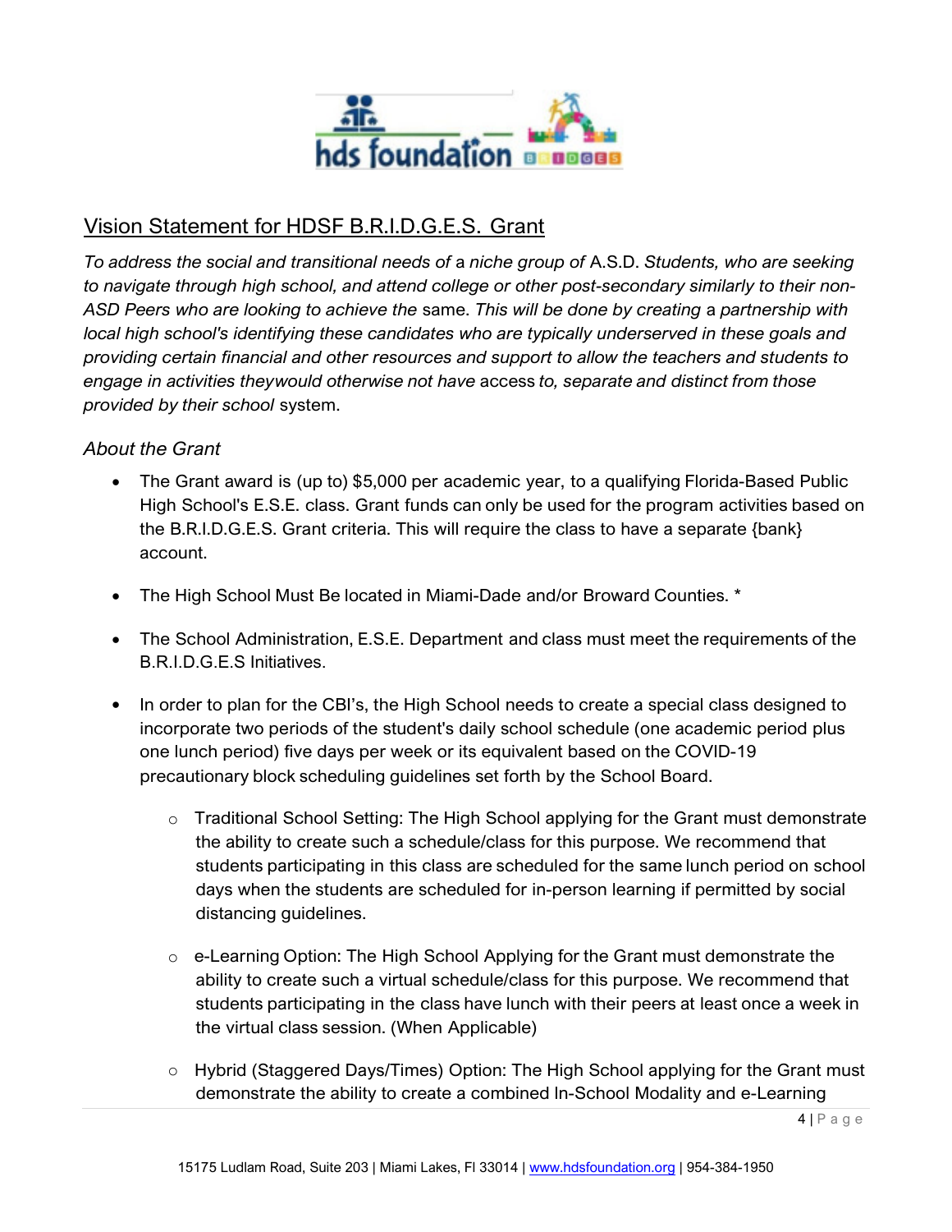## Vision Statement for HDSF B.R.I.D.G.E.S. Grant

*To address the social and transitional needs of* a *niche group of* A.S.D. *Students, who are seeking to navigate through high school, and attend college or other post-secondary similarly to their non-ASD Peers who are looking to achieve the* same. *This will be done by creating* a *partnership with local high school's identifying these candidates who are typically underserved in these goals and providing certain financial and other resources and support to allow the teachers and students to engage in activities theywould otherwise not have* access *to, separate and distinct from those provided by their school* system.

*About the Grant*

- The Grant award is (up to) $5,000 per academic year, to a qualifying Florida-Based Public High School's E.S.E. class. Grant funds can only be used for the program activities based on the B.R.I.D.G.E.S. Grant criteria. This will require the class to have a separate {bank} account.

- The High School Must Be located in Miami-Dade and/or Broward Counties. *

- The School Administration, E.S.E. Department and class must meet the requirements of the B.R.I.D.G.E.S Initiatives.

- In order to plan for the CBI's, the High School needs to create a special class designed to incorporate two periods of the student's daily school schedule (one academic period plus one lunch period) five days per week or its equivalent based on the COVID-19 precautionary block scheduling guidelines set forth by the School Board.

    - Traditional School Setting: The High School applying for the Grant must demonstrate the ability to create such a schedule/class for this purpose. We recommend that students participating in this class are scheduled for the same lunch period on school days when the students are scheduled for in-person learning if permitted by social distancing guidelines.

    - e-Learning Option: The High School Applying for the Grant must demonstrate the ability to create such a virtual schedule/class for this purpose. We recommend that students participating in the class have lunch with their peers at least once a week in the virtual class session. (When Applicable)

    - Hybrid (Staggered Days/Times) Option: The High School applying for the Grant must demonstrate the ability to create a combined In-School Modality and e-Learning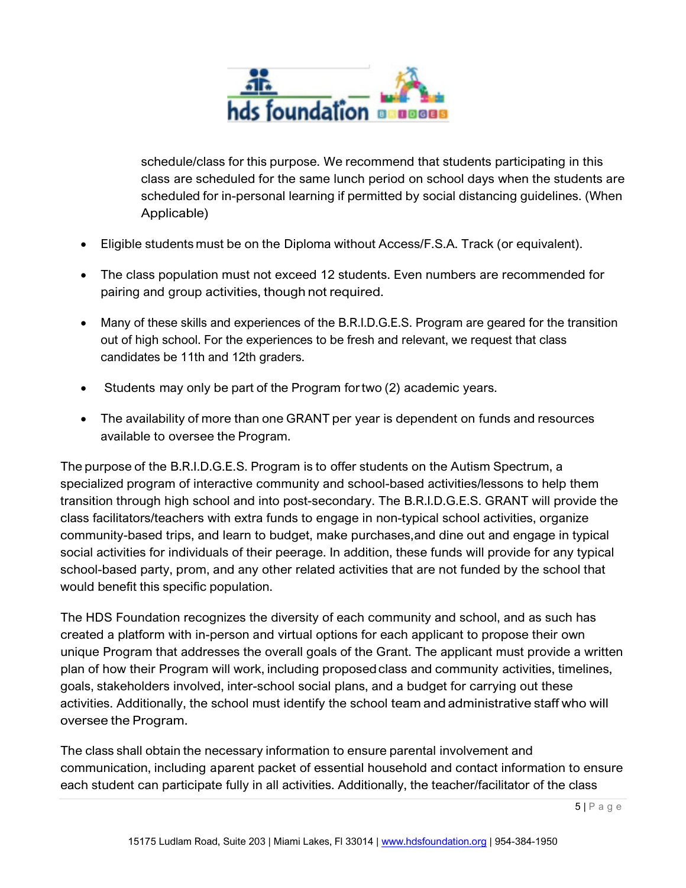schedule/class for this purpose. We recommend that students participating in this class are scheduled for the same lunch period on school days when the students are scheduled for in-personal learning if permitted by social distancing guidelines. (When Applicable)

- Eligible students must be on the Diploma without Access/F.S.A. Track (or equivalent).
- The class population must not exceed 12 students. Even numbers are recommended for pairing and group activities, though not required.
- Many of these skills and experiences of the B.R.I.D.G.E.S. Program are geared for the transition out of high school. For the experiences to be fresh and relevant, we request that class candidates be 11th and 12th graders.
- Students may only be part of the Program for two (2) academic years.
- The availability of more than one GRANT per year is dependent on funds and resources available to oversee the Program.

The purpose of the B.R.I.D.G.E.S. Program is to offer students on the Autism Spectrum, a specialized program of interactive community and school-based activities/lessons to help them transition through high school and into post-secondary. The B.R.I.D.G.E.S. GRANT will provide the class facilitators/teachers with extra funds to engage in non-typical school activities, organize community-based trips, and learn to budget, make purchases, and dine out and engage in typical social activities for individuals of their peerage. In addition, these funds will provide for any typical school-based party, prom, and any other related activities that are not funded by the school that would benefit this specific population.

The HDS Foundation recognizes the diversity of each community and school, and as such has created a platform with in-person and virtual options for each applicant to propose their own unique Program that addresses the overall goals of the Grant. The applicant must provide a written plan of how their Program will work, including proposed class and community activities, timelines, goals, stakeholders involved, inter-school social plans, and a budget for carrying out these activities. Additionally, the school must identify the school team and administrative staff who will oversee the Program.

The class shall obtain the necessary information to ensure parental involvement and communication, including aparent packet of essential household and contact information to ensure each student can participate fully in all activities. Additionally, the teacher/facilitator of the class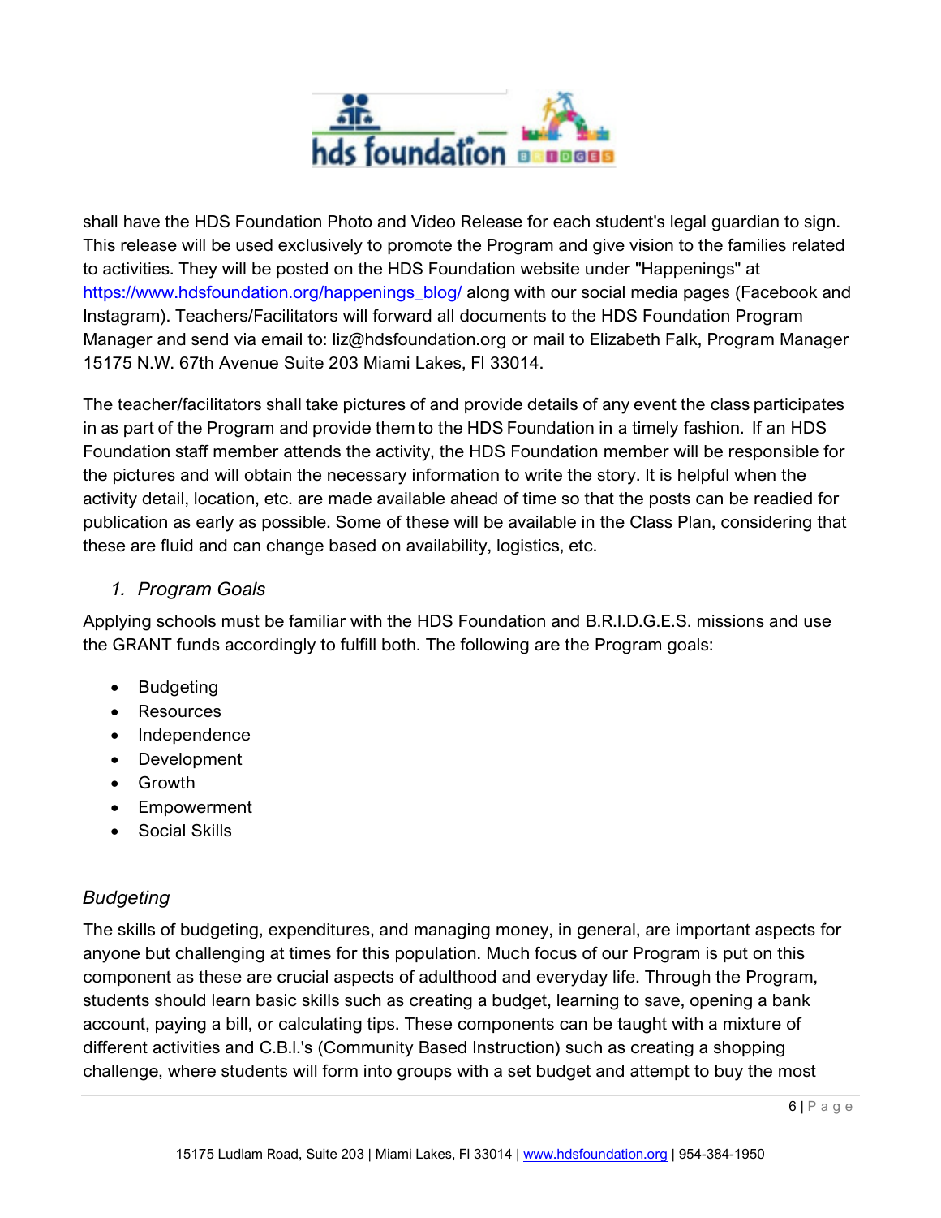shall have the HDS Foundation Photo and Video Release for each student's legal guardian to sign. This release will be used exclusively to promote the Program and give vision to the families related to activities. They will be posted on the HDS Foundation website under "Happenings" at [https://www.hdsfoundation.org/happenings_blog/](https://www.hdsfoundation.org/happenings_blog/) along with our social media pages (Facebook and Instagram). Teachers/Facilitators will forward all documents to the HDS Foundation Program Manager and send via email to: liz@hdsfoundation.org or mail to Elizabeth Falk, Program Manager 15175 N.W. 67th Avenue Suite 203 Miami Lakes, Fl 33014.

The teacher/facilitators shall take pictures of and provide details of any event the class participates in as part of the Program and provide them to the HDS Foundation in a timely fashion. If an HDS Foundation staff member attends the activity, the HDS Foundation member will be responsible for the pictures and will obtain the necessary information to write the story. It is helpful when the activity detail, location, etc. are made available ahead of time so that the posts can be readied for publication as early as possible. Some of these will be available in the Class Plan, considering that these are fluid and can change based on availability, logistics, etc.

### *1. Program Goals*

Applying schools must be familiar with the HDS Foundation and B.R.I.D.G.E.S. missions and use the GRANT funds accordingly to fulfill both. The following are the Program goals:

- Budgeting
- Resources
- Independence
- Development
- Growth
- Empowerment
- Social Skills

### *Budgeting*

The skills of budgeting, expenditures, and managing money, in general, are important aspects for anyone but challenging at times for this population. Much focus of our Program is put on this component as these are crucial aspects of adulthood and everyday life. Through the Program, students should learn basic skills such as creating a budget, learning to save, opening a bank account, paying a bill, or calculating tips. These components can be taught with a mixture of different activities and C.B.I.'s (Community Based Instruction) such as creating a shopping challenge, where students will form into groups with a set budget and attempt to buy the most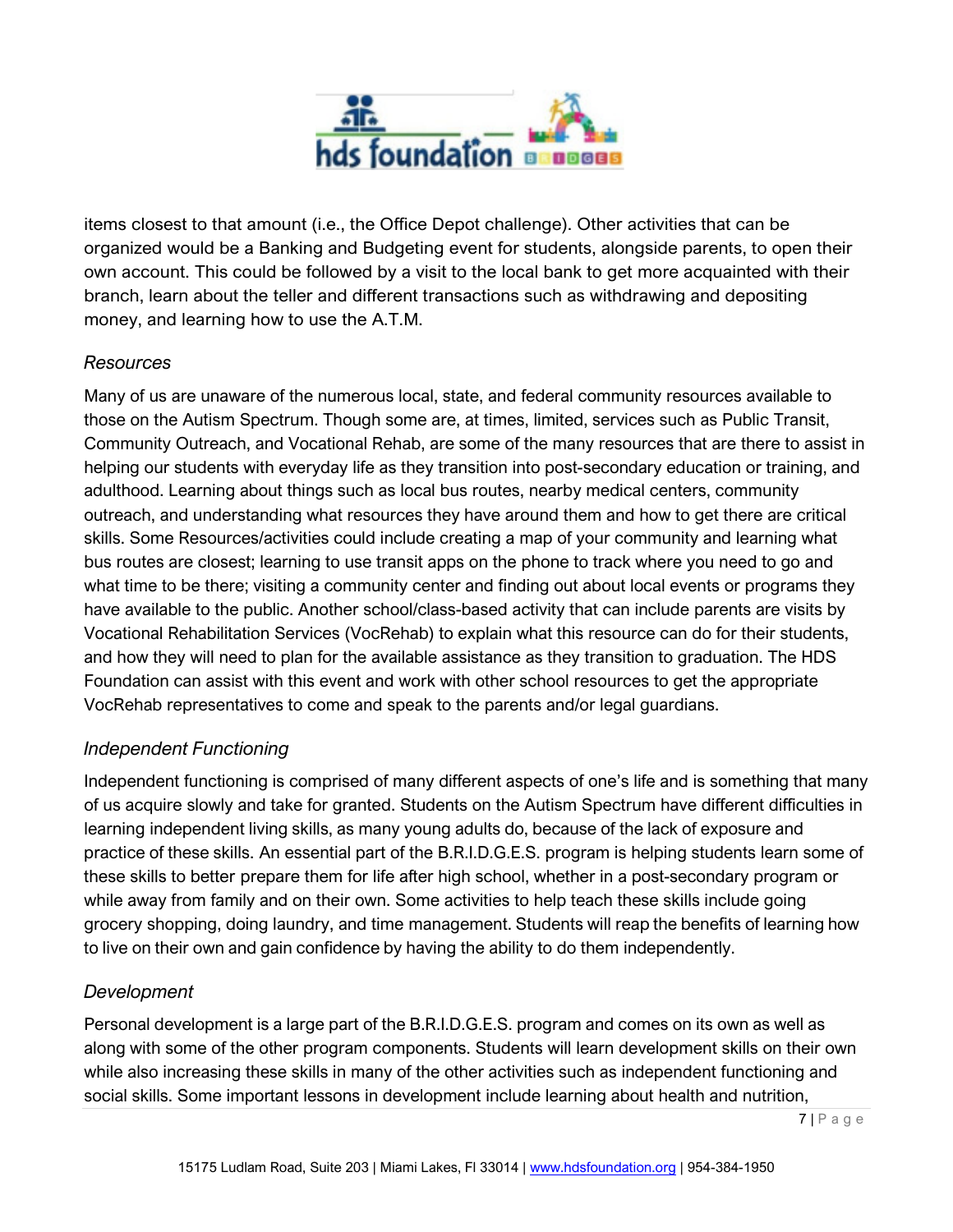items closest to that amount (i.e., the Office Depot challenge). Other activities that can be organized would be a Banking and Budgeting event for students, alongside parents, to open their own account. This could be followed by a visit to the local bank to get more acquainted with their branch, learn about the teller and different transactions such as withdrawing and depositing money, and learning how to use the A.T.M.

### *Resources*

Many of us are unaware of the numerous local, state, and federal community resources available to those on the Autism Spectrum. Though some are, at times, limited, services such as Public Transit, Community Outreach, and Vocational Rehab, are some of the many resources that are there to assist in helping our students with everyday life as they transition into post-secondary education or training, and adulthood. Learning about things such as local bus routes, nearby medical centers, community outreach, and understanding what resources they have around them and how to get there are critical skills. Some Resources/activities could include creating a map of your community and learning what bus routes are closest; learning to use transit apps on the phone to track where you need to go and what time to be there; visiting a community center and finding out about local events or programs they have available to the public. Another school/class-based activity that can include parents are visits by Vocational Rehabilitation Services (VocRehab) to explain what this resource can do for their students, and how they will need to plan for the available assistance as they transition to graduation. The HDS Foundation can assist with this event and work with other school resources to get the appropriate VocRehab representatives to come and speak to the parents and/or legal guardians.

### *Independent Functioning*

Independent functioning is comprised of many different aspects of one's life and is something that many of us acquire slowly and take for granted. Students on the Autism Spectrum have different difficulties in learning independent living skills, as many young adults do, because of the lack of exposure and practice of these skills. An essential part of the B.R.I.D.G.E.S. program is helping students learn some of these skills to better prepare them for life after high school, whether in a post-secondary program or while away from family and on their own. Some activities to help teach these skills include going grocery shopping, doing laundry, and time management. Students will reap the benefits of learning how to live on their own and gain confidence by having the ability to do them independently.

### *Development*

Personal development is a large part of the B.R.I.D.G.E.S. program and comes on its own as well as along with some of the other program components. Students will learn development skills on their own while also increasing these skills in many of the other activities such as independent functioning and social skills. Some important lessons in development include learning about health and nutrition,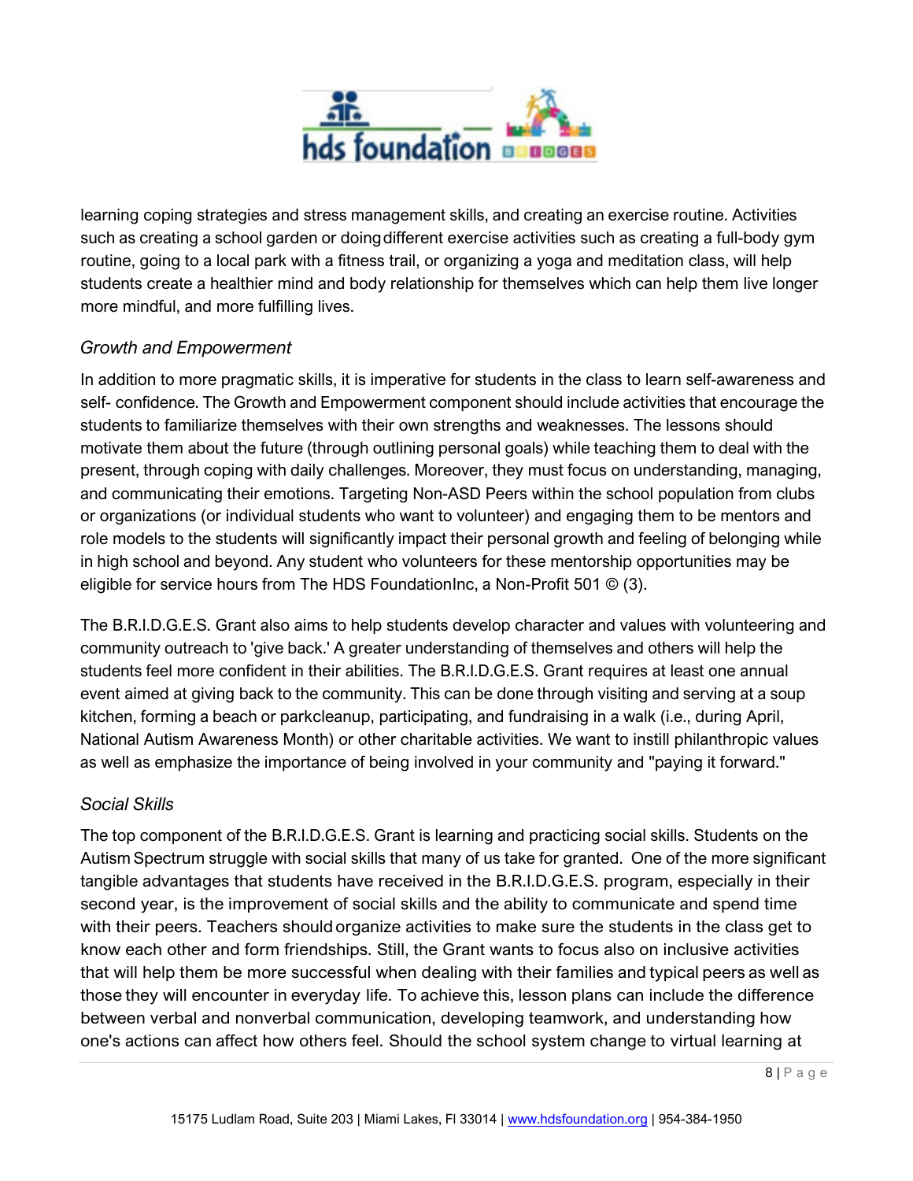learning coping strategies and stress management skills, and creating an exercise routine. Activities such as creating a school garden or doing different exercise activities such as creating a full-body gym routine, going to a local park with a fitness trail, or organizing a yoga and meditation class, will help students create a healthier mind and body relationship for themselves which can help them live longer more mindful, and more fulfilling lives.

### *Growth and Empowerment*

In addition to more pragmatic skills, it is imperative for students in the class to learn self-awareness and self- confidence. The Growth and Empowerment component should include activities that encourage the students to familiarize themselves with their own strengths and weaknesses. The lessons should motivate them about the future (through outlining personal goals) while teaching them to deal with the present, through coping with daily challenges. Moreover, they must focus on understanding, managing, and communicating their emotions. Targeting Non-ASD Peers within the school population from clubs or organizations (or individual students who want to volunteer) and engaging them to be mentors and role models to the students will significantly impact their personal growth and feeling of belonging while in high school and beyond. Any student who volunteers for these mentorship opportunities may be eligible for service hours from The HDS FoundationInc, a Non-Profit 501 © (3).

The B.R.I.D.G.E.S. Grant also aims to help students develop character and values with volunteering and community outreach to 'give back.' A greater understanding of themselves and others will help the students feel more confident in their abilities. The B.R.I.D.G.E.S. Grant requires at least one annual event aimed at giving back to the community. This can be done through visiting and serving at a soup kitchen, forming a beach or parkcleanup, participating, and fundraising in a walk (i.e., during April, National Autism Awareness Month) or other charitable activities. We want to instill philanthropic values as well as emphasize the importance of being involved in your community and "paying it forward."

### *Social Skills*

The top component of the B.R.I.D.G.E.S. Grant is learning and practicing social skills. Students on the Autism Spectrum struggle with social skills that many of us take for granted. One of the more significant tangible advantages that students have received in the B.R.I.D.G.E.S. program, especially in their second year, is the improvement of social skills and the ability to communicate and spend time with their peers. Teachers should organize activities to make sure the students in the class get to know each other and form friendships. Still, the Grant wants to focus also on inclusive activities that will help them be more successful when dealing with their families and typical peers as well as those they will encounter in everyday life. To achieve this, lesson plans can include the difference between verbal and nonverbal communication, developing teamwork, and understanding how one's actions can affect how others feel. Should the school system change to virtual learning at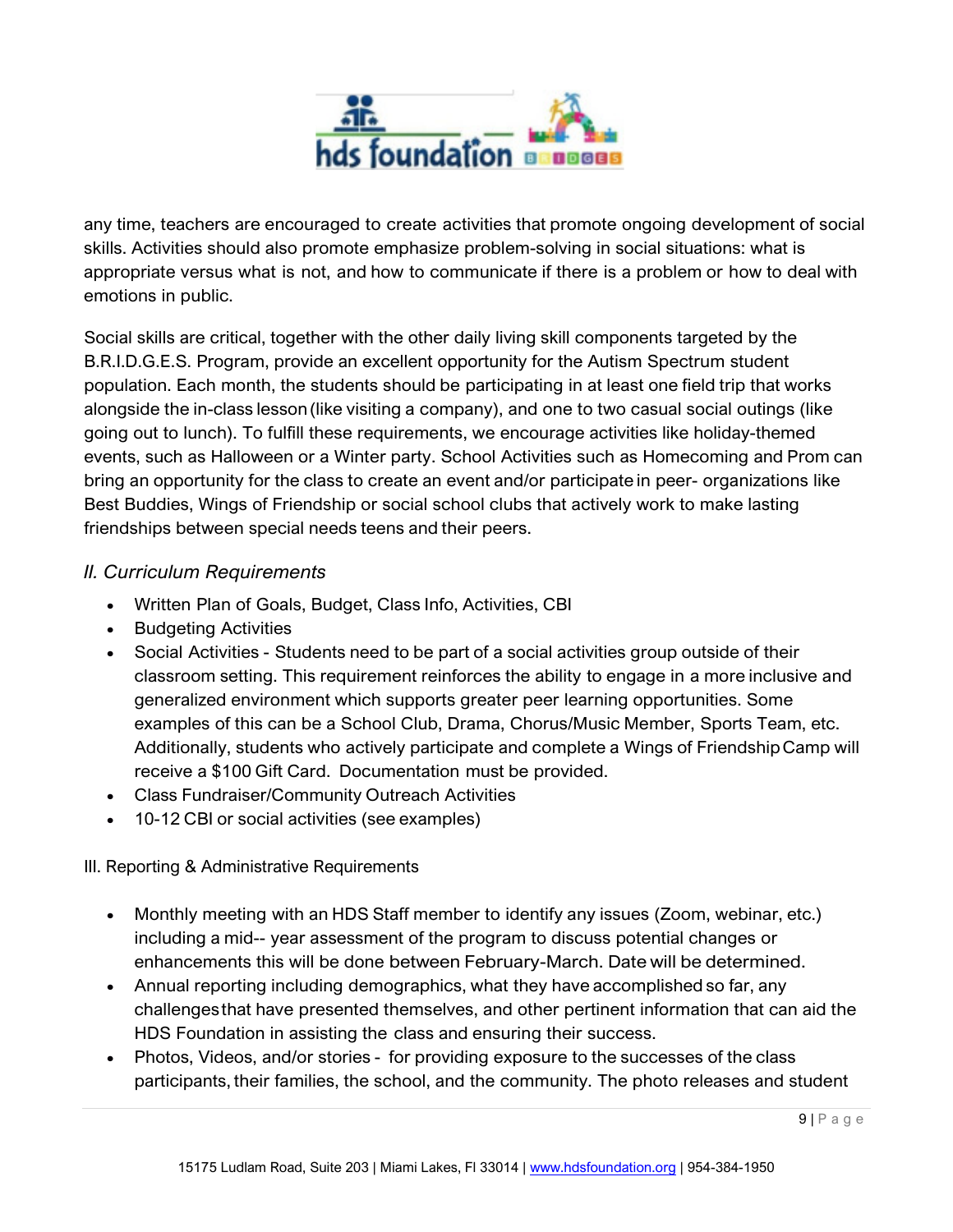any time, teachers are encouraged to create activities that promote ongoing development of social skills. Activities should also promote emphasize problem-solving in social situations: what is appropriate versus what is not, and how to communicate if there is a problem or how to deal with emotions in public.

Social skills are critical, together with the other daily living skill components targeted by the B.R.I.D.G.E.S. Program, provide an excellent opportunity for the Autism Spectrum student population. Each month, the students should be participating in at least one field trip that works alongside the in-class lesson (like visiting a company), and one to two casual social outings (like going out to lunch). To fulfill these requirements, we encourage activities like holiday-themed events, such as Halloween or a Winter party. School Activities such as Homecoming and Prom can bring an opportunity for the class to create an event and/or participate in peer- organizations like Best Buddies, Wings of Friendship or social school clubs that actively work to make lasting friendships between special needs teens and their peers.

## *II. Curriculum Requirements*

- Written Plan of Goals, Budget, Class Info, Activities, CBI
- Budgeting Activities
- Social Activities - Students need to be part of a social activities group outside of their classroom setting. This requirement reinforces the ability to engage in a more inclusive and generalized environment which supports greater peer learning opportunities. Some examples of this can be a School Club, Drama, Chorus/Music Member, Sports Team, etc. Additionally, students who actively participate and complete a Wings of Friendship Camp will receive a $100 Gift Card. Documentation must be provided.
- Class Fundraiser/Community Outreach Activities
- 10-12 CBI or social activities (see examples)

## III. Reporting & Administrative Requirements

- Monthly meeting with an HDS Staff member to identify any issues (Zoom, webinar, etc.) including a mid-- year assessment of the program to discuss potential changes or enhancements this will be done between February-March. Date will be determined.
- Annual reporting including demographics, what they have accomplished so far, any challenges that have presented themselves, and other pertinent information that can aid the HDS Foundation in assisting the class and ensuring their success.
- Photos, Videos, and/or stories - for providing exposure to the successes of the class participants, their families, the school, and the community. The photo releases and student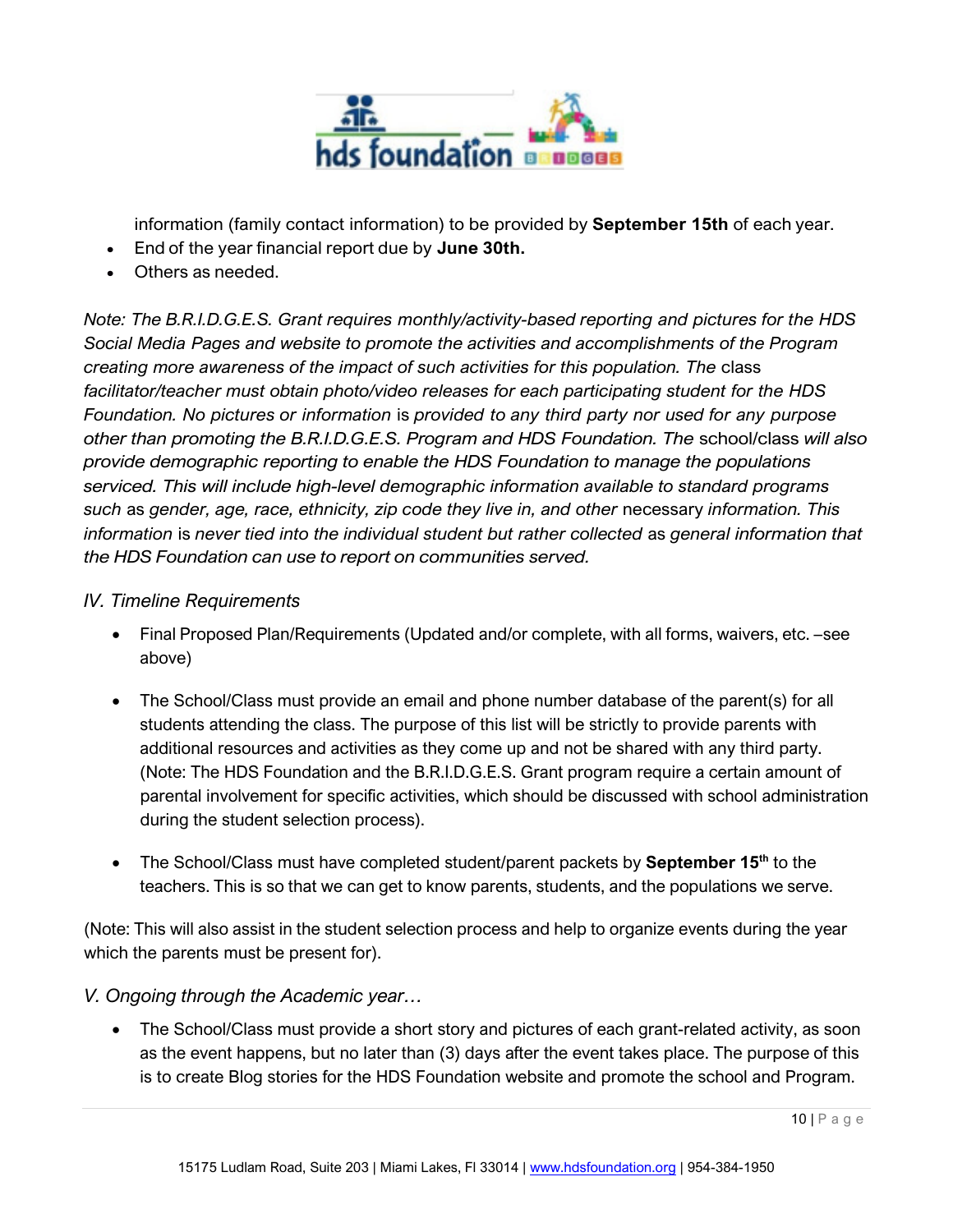information (family contact information) to be provided by **September 15th** of each year.

- End of the year financial report due by **June 30th.**
- Others as needed.

*Note: The B.R.I.D.G.E.S. Grant requires monthly/activity-based reporting and pictures for the HDS Social Media Pages and website to promote the activities and accomplishments of the Program creating more awareness of the impact of such activities for this population. The* class *facilitator/teacher must obtain photo/video releases for each participating student for the HDS Foundation. No pictures or information* is *provided to any third party nor used for any purpose other than promoting the B.R.I.D.G.E.S. Program and HDS Foundation. The* school/class *will also provide demographic reporting to enable the HDS Foundation to manage the populations serviced. This will include high-level demographic information available to standard programs such* as *gender, age, race, ethnicity, zip code they live in, and other* necessary *information. This information* is *never tied into the individual student but rather collected* as *general information that the HDS Foundation can use to report on communities served.*

## *IV. Timeline Requirements*

- Final Proposed Plan/Requirements (Updated and/or complete, with all forms, waivers, etc. –see above)
- The School/Class must provide an email and phone number database of the parent(s) for all students attending the class. The purpose of this list will be strictly to provide parents with additional resources and activities as they come up and not be shared with any third party. (Note: The HDS Foundation and the B.R.I.D.G.E.S. Grant program require a certain amount of parental involvement for specific activities, which should be discussed with school administration during the student selection process).
- The School/Class must have completed student/parent packets by **September 15th** to the teachers. This is so that we can get to know parents, students, and the populations we serve.

(Note: This will also assist in the student selection process and help to organize events during the year which the parents must be present for).

## *V. Ongoing through the Academic year…*

- The School/Class must provide a short story and pictures of each grant-related activity, as soon as the event happens, but no later than (3) days after the event takes place. The purpose of this is to create Blog stories for the HDS Foundation website and promote the school and Program.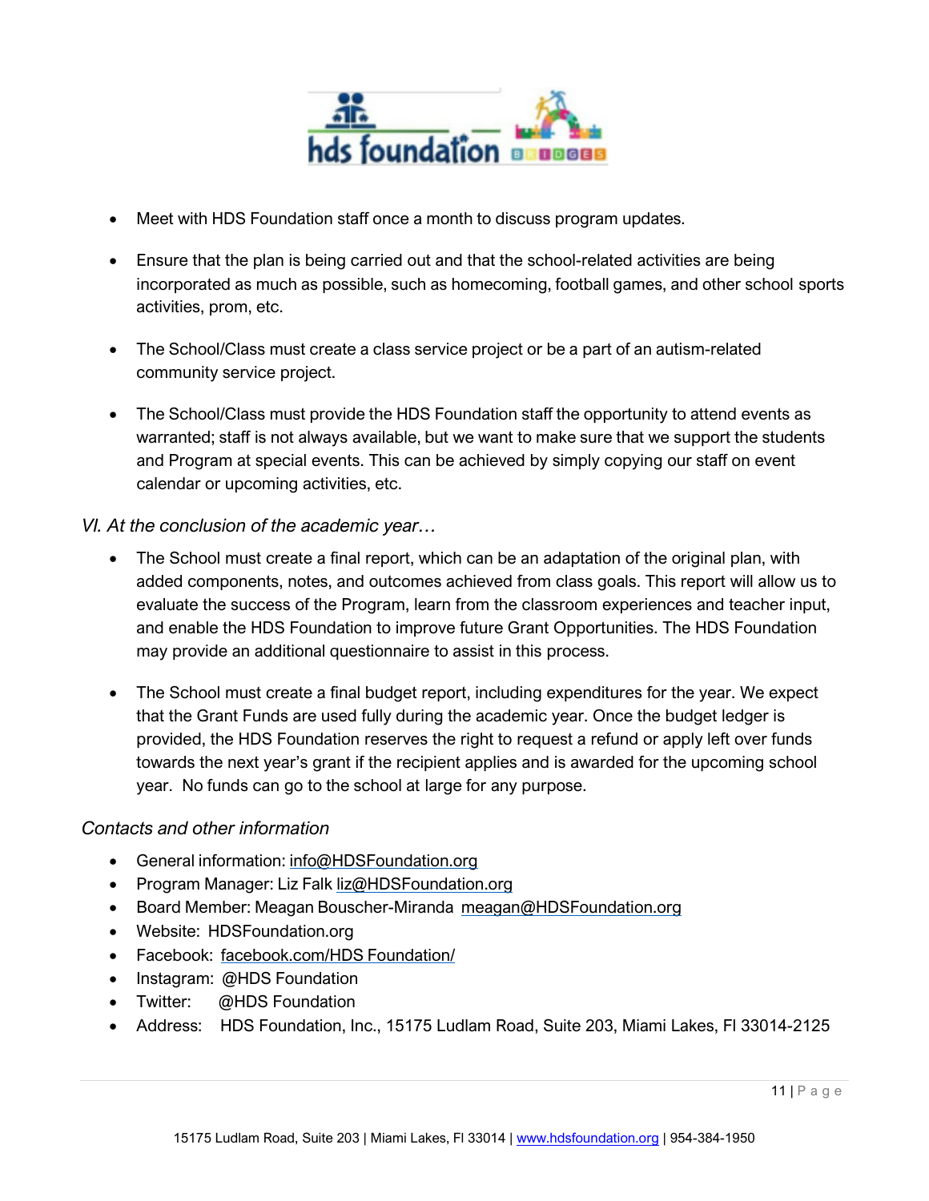- Meet with HDS Foundation staff once a month to discuss program updates.

- Ensure that the plan is being carried out and that the school-related activities are being incorporated as much as possible, such as homecoming, football games, and other school sports activities, prom, etc.

- The School/Class must create a class service project or be a part of an autism-related community service project.

- The School/Class must provide the HDS Foundation staff the opportunity to attend events as warranted; staff is not always available, but we want to make sure that we support the students and Program at special events. This can be achieved by simply copying our staff on event calendar or upcoming activities, etc.

*VI. At the conclusion of the academic year…*

- The School must create a final report, which can be an adaptation of the original plan, with added components, notes, and outcomes achieved from class goals. This report will allow us to evaluate the success of the Program, learn from the classroom experiences and teacher input, and enable the HDS Foundation to improve future Grant Opportunities. The HDS Foundation may provide an additional questionnaire to assist in this process.

- The School must create a final budget report, including expenditures for the year. We expect that the Grant Funds are used fully during the academic year. Once the budget ledger is provided, the HDS Foundation reserves the right to request a refund or apply left over funds towards the next year's grant if the recipient applies and is awarded for the upcoming school year. No funds can go to the school at large for any purpose.

*Contacts and other information*

- General information: info@HDSFoundation.org
- Program Manager: Liz Falk liz@HDSFoundation.org
- Board Member: Meagan Bouscher-Miranda meagan@HDSFoundation.org
- Website: HDSFoundation.org
- Facebook: facebook.com/HDS Foundation/
- Instagram: @HDS Foundation
- Twitter: @HDS Foundation
- Address: HDS Foundation, Inc., 15175 Ludlam Road, Suite 203, Miami Lakes, Fl 33014-2125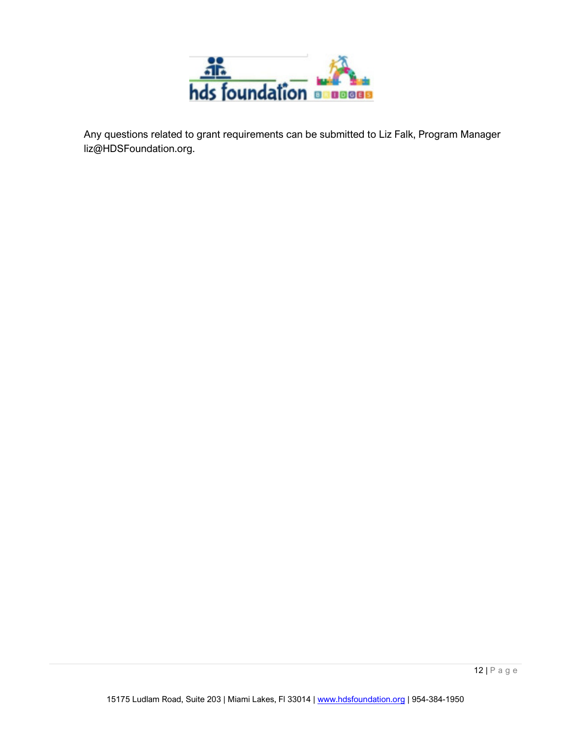Any questions related to grant requirements can be submitted to Liz Falk, Program Manager liz@HDSFoundation.org.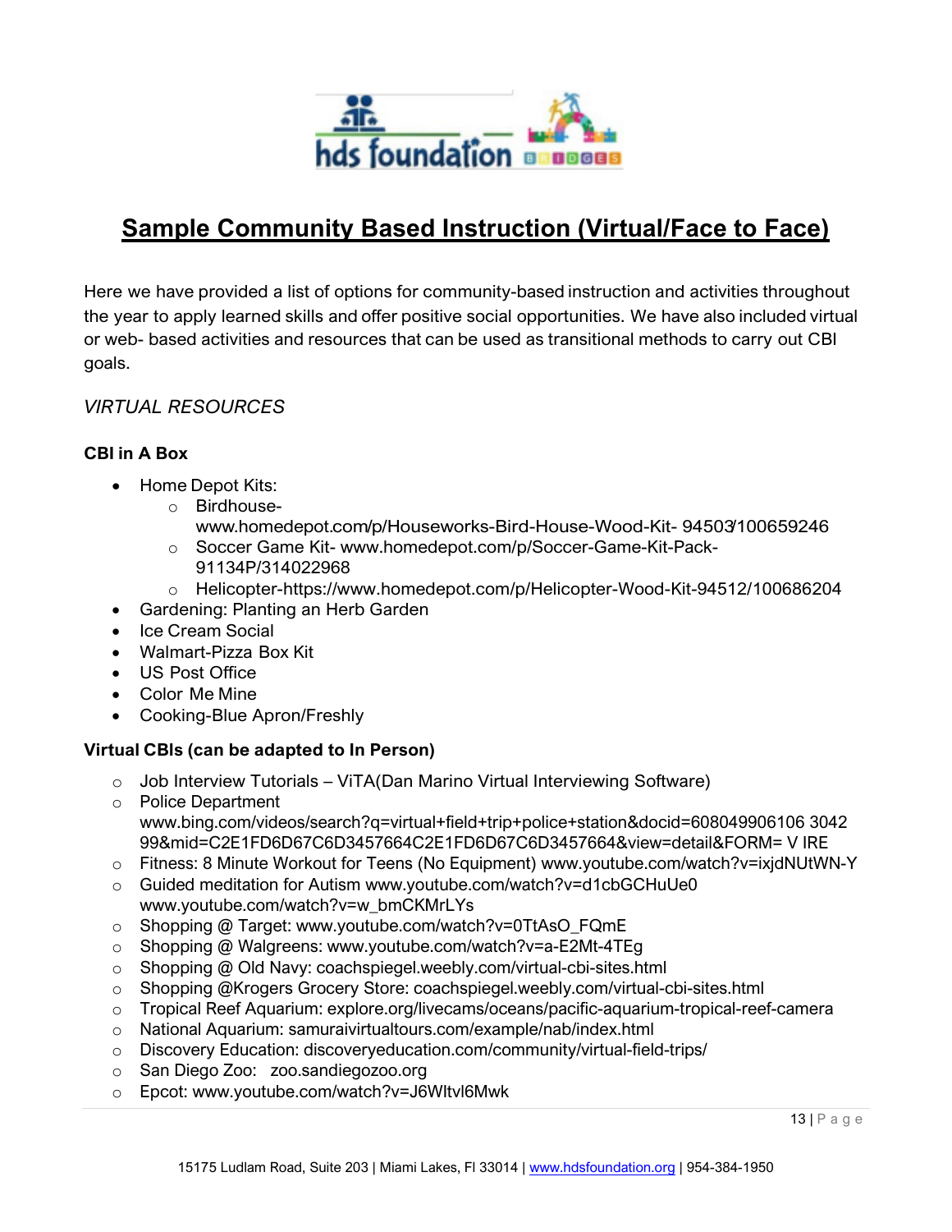# Sample Community Based Instruction (Virtual/Face to Face)

Here we have provided a list of options for community-based instruction and activities throughout the year to apply learned skills and offer positive social opportunities. We have also included virtual or web- based activities and resources that can be used as transitional methods to carry out CBI goals.

*VIRTUAL RESOURCES*

**CBI in A Box**

- Home Depot Kits:
  - Birdhouse- www.homedepot.com/p/Houseworks-Bird-House-Wood-Kit- 94503/100659246
  - Soccer Game Kit- www.homedepot.com/p/Soccer-Game-Kit-Pack-91134P/314022968
  - Helicopter-https://www.homedepot.com/p/Helicopter-Wood-Kit-94512/100686204
- Gardening: Planting an Herb Garden
- Ice Cream Social
- Walmart-Pizza Box Kit
- US Post Office
- Color Me Mine
- Cooking-Blue Apron/Freshly

**Virtual CBIs (can be adapted to In Person)**

- Job Interview Tutorials – ViTA(Dan Marino Virtual Interviewing Software)
- Police Department www.bing.com/videos/search?q=virtual+field+trip+police+station&docid=608049906106 304299&mid=C2E1FD6D67C6D3457664C2E1FD6D67C6D3457664&view=detail&FORM= V IRE
- Fitness: 8 Minute Workout for Teens (No Equipment) www.youtube.com/watch?v=ixjdNUtWN-Y
- Guided meditation for Autism www.youtube.com/watch?v=d1cbGCHuUe0 www.youtube.com/watch?v=w_bmCKMrLYs
- Shopping @ Target: www.youtube.com/watch?v=0TtAsO_FQmE
- Shopping @ Walgreens: www.youtube.com/watch?v=a-E2Mt-4TEg
- Shopping @ Old Navy: coachspiegel.weebly.com/virtual-cbi-sites.html
- Shopping @Krogers Grocery Store: coachspiegel.weebly.com/virtual-cbi-sites.html
- Tropical Reef Aquarium: explore.org/livecams/oceans/pacific-aquarium-tropical-reef-camera
- National Aquarium: samuraivirtualtours.com/example/nab/index.html
- Discovery Education: discoveryeducation.com/community/virtual-field-trips/
- San Diego Zoo: zoo.sandiegozoo.org
- Epcot: www.youtube.com/watch?v=J6Wltvl6Mwk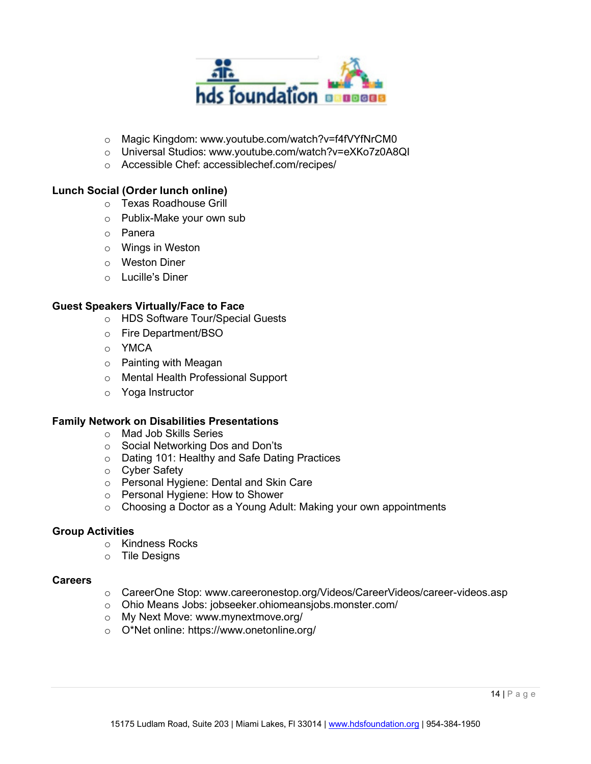- Magic Kingdom: www.youtube.com/watch?v=f4fVYfNrCM0
- Universal Studios: www.youtube.com/watch?v=eXKo7z0A8QI
- Accessible Chef: accessiblechef.com/recipes/

**Lunch Social (Order lunch online)**

- Texas Roadhouse Grill
- Publix-Make your own sub
- Panera
- Wings in Weston
- Weston Diner
- Lucille's Diner

**Guest Speakers Virtually/Face to Face**

- HDS Software Tour/Special Guests
- Fire Department/BSO
- YMCA
- Painting with Meagan
- Mental Health Professional Support
- Yoga Instructor

**Family Network on Disabilities Presentations**

- Mad Job Skills Series
- Social Networking Dos and Don'ts
- Dating 101: Healthy and Safe Dating Practices
- Cyber Safety
- Personal Hygiene: Dental and Skin Care
- Personal Hygiene: How to Shower
- Choosing a Doctor as a Young Adult: Making your own appointments

**Group Activities**

- Kindness Rocks
- Tile Designs

**Careers**

- CareerOne Stop: www.careeronestop.org/Videos/CareerVideos/career-videos.asp
- Ohio Means Jobs: jobseeker.ohiomeansjobs.monster.com/
- My Next Move: www.mynextmove.org/
- O*Net online: https://www.onetonline.org/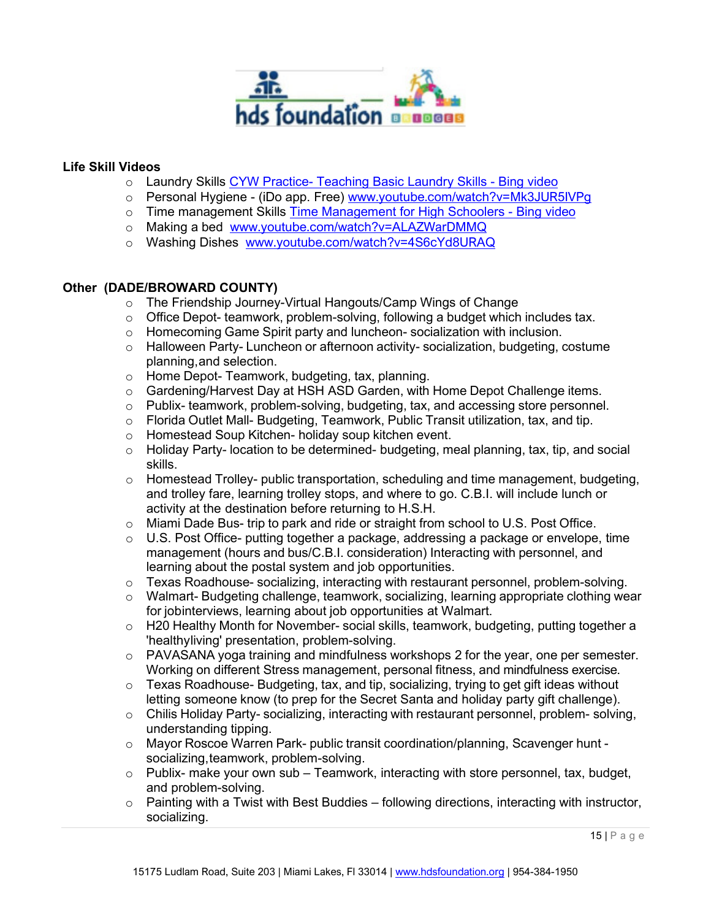**Life Skill Videos**

- Laundry Skills [CYW Practice- Teaching Basic Laundry Skills - Bing video]()
- Personal Hygiene - (iDo app. Free) [www.youtube.com/watch?v=Mk3JUR5IVPg](www.youtube.com/watch?v=Mk3JUR5IVPg)
- Time management Skills [Time Management for High Schoolers - Bing video]()
- Making a bed [www.youtube.com/watch?v=ALAZWarDMMQ](www.youtube.com/watch?v=ALAZWarDMMQ)
- Washing Dishes [www.youtube.com/watch?v=4S6cYd8URAQ](www.youtube.com/watch?v=4S6cYd8URAQ)

**Other (DADE/BROWARD COUNTY)**

- The Friendship Journey-Virtual Hangouts/Camp Wings of Change
- Office Depot- teamwork, problem-solving, following a budget which includes tax.
- Homecoming Game Spirit party and luncheon- socialization with inclusion.
- Halloween Party- Luncheon or afternoon activity- socialization, budgeting, costume planning,and selection.
- Home Depot- Teamwork, budgeting, tax, planning.
- Gardening/Harvest Day at HSH ASD Garden, with Home Depot Challenge items.
- Publix- teamwork, problem-solving, budgeting, tax, and accessing store personnel.
- Florida Outlet Mall- Budgeting, Teamwork, Public Transit utilization, tax, and tip.
- Homestead Soup Kitchen- holiday soup kitchen event.
- Holiday Party- location to be determined- budgeting, meal planning, tax, tip, and social skills.
- Homestead Trolley- public transportation, scheduling and time management, budgeting, and trolley fare, learning trolley stops, and where to go. C.B.I. will include lunch or activity at the destination before returning to H.S.H.
- Miami Dade Bus- trip to park and ride or straight from school to U.S. Post Office.
- U.S. Post Office- putting together a package, addressing a package or envelope, time management (hours and bus/C.B.I. consideration) Interacting with personnel, and learning about the postal system and job opportunities.
- Texas Roadhouse- socializing, interacting with restaurant personnel, problem-solving.
- Walmart- Budgeting challenge, teamwork, socializing, learning appropriate clothing wear for jobinterviews, learning about job opportunities at Walmart.
- H20 Healthy Month for November- social skills, teamwork, budgeting, putting together a 'healthyliving' presentation, problem-solving.
- PAVASANA yoga training and mindfulness workshops 2 for the year, one per semester. Working on different Stress management, personal fitness, and mindfulness exercise.
- Texas Roadhouse- Budgeting, tax, and tip, socializing, trying to get gift ideas without letting someone know (to prep for the Secret Santa and holiday party gift challenge).
- Chilis Holiday Party- socializing, interacting with restaurant personnel, problem- solving, understanding tipping.
- Mayor Roscoe Warren Park- public transit coordination/planning, Scavenger hunt - socializing,teamwork, problem-solving.
- Publix- make your own sub – Teamwork, interacting with store personnel, tax, budget, and problem-solving.
- Painting with a Twist with Best Buddies – following directions, interacting with instructor, socializing.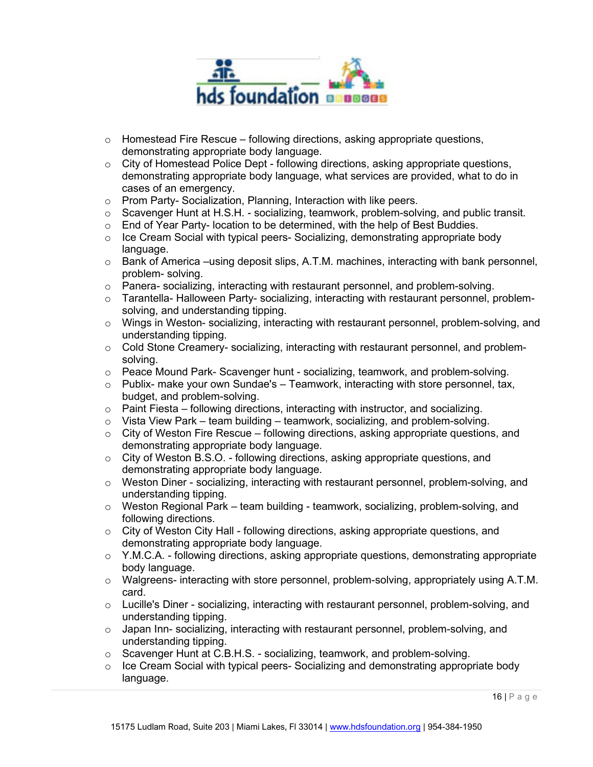- Homestead Fire Rescue – following directions, asking appropriate questions, demonstrating appropriate body language.
- City of Homestead Police Dept - following directions, asking appropriate questions, demonstrating appropriate body language, what services are provided, what to do in cases of an emergency.
- Prom Party- Socialization, Planning, Interaction with like peers.
- Scavenger Hunt at H.S.H. - socializing, teamwork, problem-solving, and public transit.
- End of Year Party- location to be determined, with the help of Best Buddies.
- Ice Cream Social with typical peers- Socializing, demonstrating appropriate body language.
- Bank of America –using deposit slips, A.T.M. machines, interacting with bank personnel, problem- solving.
- Panera- socializing, interacting with restaurant personnel, and problem-solving.
- Tarantella- Halloween Party- socializing, interacting with restaurant personnel, problem-solving, and understanding tipping.
- Wings in Weston- socializing, interacting with restaurant personnel, problem-solving, and understanding tipping.
- Cold Stone Creamery- socializing, interacting with restaurant personnel, and problem-solving.
- Peace Mound Park- Scavenger hunt - socializing, teamwork, and problem-solving.
- Publix- make your own Sundae's – Teamwork, interacting with store personnel, tax, budget, and problem-solving.
- Paint Fiesta – following directions, interacting with instructor, and socializing.
- Vista View Park – team building – teamwork, socializing, and problem-solving.
- City of Weston Fire Rescue – following directions, asking appropriate questions, and demonstrating appropriate body language.
- City of Weston B.S.O. - following directions, asking appropriate questions, and demonstrating appropriate body language.
- Weston Diner - socializing, interacting with restaurant personnel, problem-solving, and understanding tipping.
- Weston Regional Park – team building - teamwork, socializing, problem-solving, and following directions.
- City of Weston City Hall - following directions, asking appropriate questions, and demonstrating appropriate body language.
- Y.M.C.A. - following directions, asking appropriate questions, demonstrating appropriate body language.
- Walgreens- interacting with store personnel, problem-solving, appropriately using A.T.M. card.
- Lucille's Diner - socializing, interacting with restaurant personnel, problem-solving, and understanding tipping.
- Japan Inn- socializing, interacting with restaurant personnel, problem-solving, and understanding tipping.
- Scavenger Hunt at C.B.H.S. - socializing, teamwork, and problem-solving.
- Ice Cream Social with typical peers- Socializing and demonstrating appropriate body language.